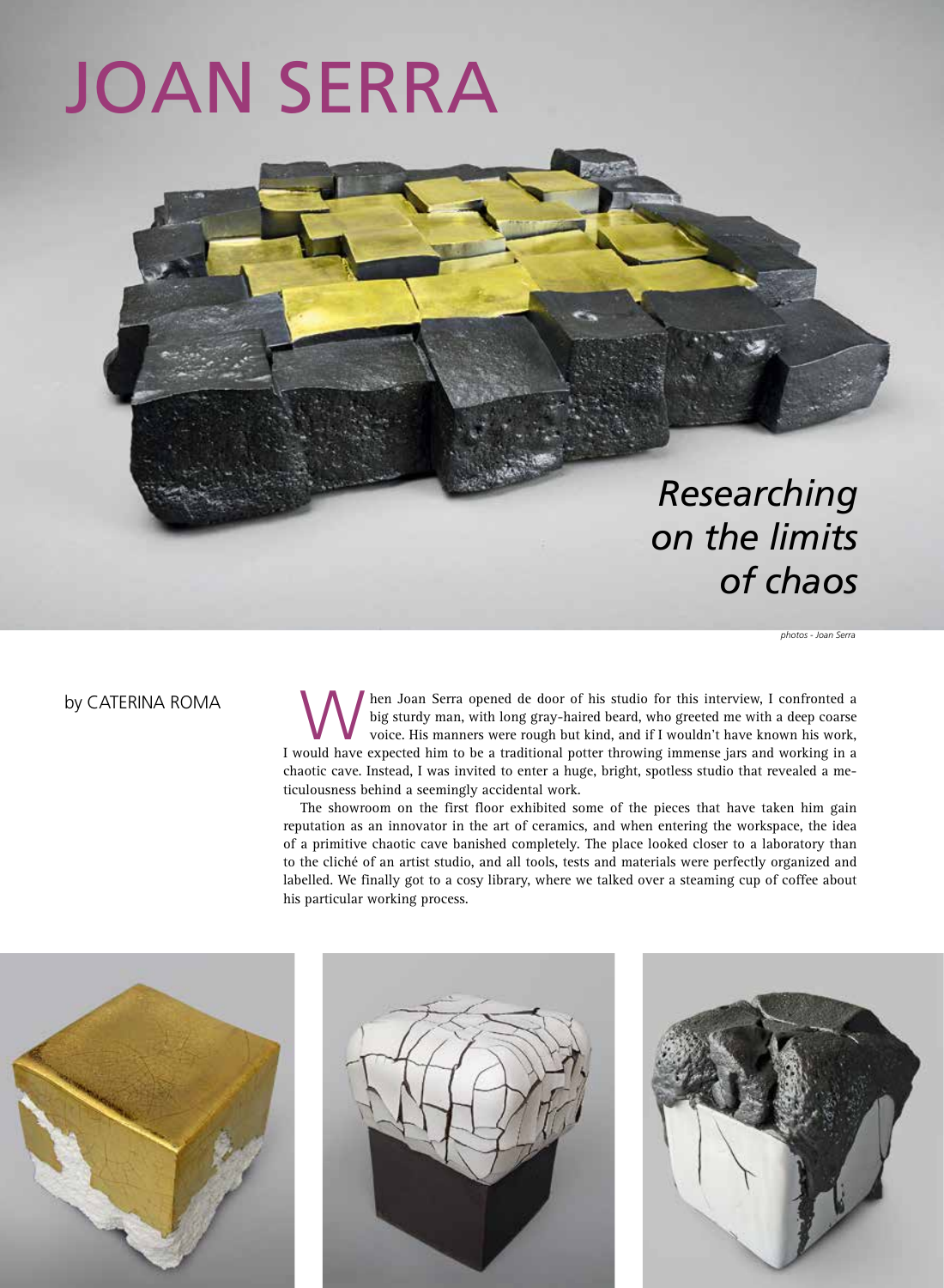# JOAN SERRA

## *Researching on the limits of chaos*

*photos - Joan Serra*

by CATERINA ROMA

When Joan Serra opened de door of his studio for this interview, I confronted a big sturdy man, with long gray-haired beard, who greeted me with a deep coarse voice. His manners were rough but kind, and if I wouldn't have known his work, I would have expected him to be a traditional potter throwing immense jars and working in a chaotic cave. Instead, I was invited to enter a huge, bright, spotless studio that revealed a meticulousness behind a seemingly accidental work.

The showroom on the first floor exhibited some of the pieces that have taken him gain reputation as an innovator in the art of ceramics, and when entering the workspace, the idea of a primitive chaotic cave banished completely. The place looked closer to a laboratory than to the cliché of an artist studio, and all tools, tests and materials were perfectly organized and labelled. We finally got to a cosy library, where we talked over a steaming cup of coffee about his particular working process.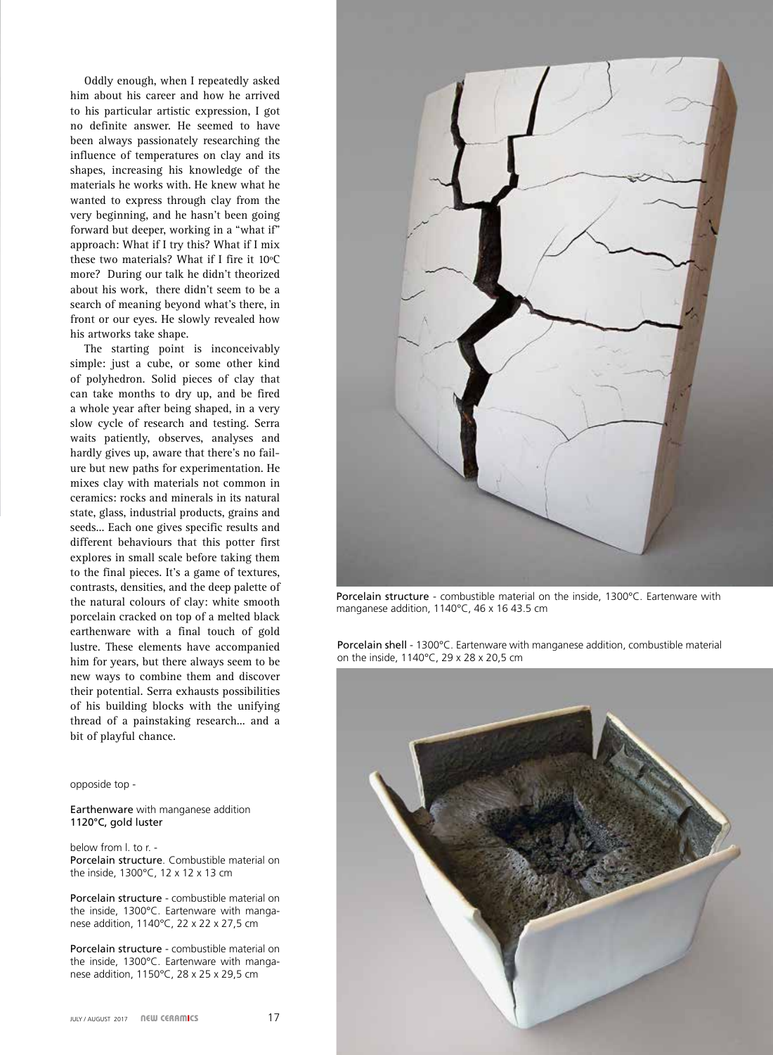Oddly enough, when I repeatedly asked him about his career and how he arrived to his particular artistic expression, I got no definite answer. He seemed to have been always passionately researching the influence of temperatures on clay and its shapes, increasing his knowledge of the materials he works with. He knew what he wanted to express through clay from the very beginning, and he hasn't been going forward but deeper, working in a "what if" approach: What if I try this? What if I mix these two materials? What if I fire it 10ºC more? During our talk he didn't theorized about his work, there didn't seem to be a search of meaning beyond what's there, in front or our eyes. He slowly revealed how his artworks take shape.

The starting point is inconceivably simple: just a cube, or some other kind of polyhedron. Solid pieces of clay that can take months to dry up, and be fired a whole year after being shaped, in a very slow cycle of research and testing. Serra waits patiently, observes, analyses and hardly gives up, aware that there's no failure but new paths for experimentation. He mixes clay with materials not common in ceramics: rocks and minerals in its natural state, glass, industrial products, grains and seeds... Each one gives specific results and different behaviours that this potter first explores in small scale before taking them to the final pieces. It's a game of textures, contrasts, densities, and the deep palette of the natural colours of clay: white smooth porcelain cracked on top of a melted black earthenware with a final touch of gold lustre. These elements have accompanied him for years, but there always seem to be new ways to combine them and discover their potential. Serra exhausts possibilities of his building blocks with the unifying thread of a painstaking research... and a bit of playful chance.

opposide top -

Earthenware with manganese addition 1120°C, gold luster

below from l. to r. -
Porcelain structure. Combustible material on the inside, 1300°C, 12 x 12 x 13 cm

Porcelain structure - combustible material on the inside, 1300°C. Eartenware with manganese addition, 1140°C, 22 x 22 x 27,5 cm

Porcelain structure - combustible material on the inside, 1300°C. Eartenware with manganese addition, 1150°C, 28 x 25 x 29,5 cm

Porcelain structure - combustible material on the inside, 1300°C. Eartenware with manganese addition, 1140°C, 46 x 16 43.5 cm

Porcelain shell - 1300°C. Eartenware with manganese addition, combustible material on the inside, 1140°C, 29 x 28 x 20,5 cm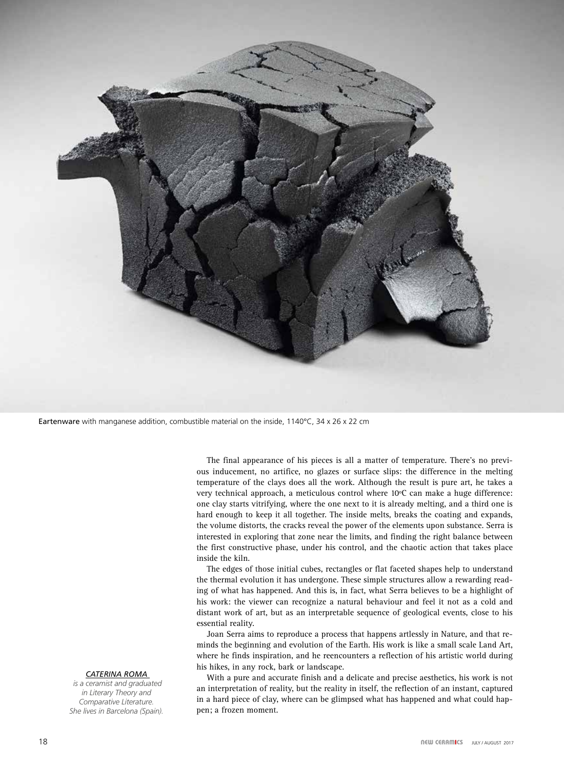Eartenware with manganese addition, combustible material on the inside, 1140°C, 34 x 26 x 22 cm

The final appearance of his pieces is all a matter of temperature. There's no previous inducement, no artifice, no glazes or surface slips: the difference in the melting temperature of the clays does all the work. Although the result is pure art, he takes a very technical approach, a meticulous control where 10ºC can make a huge difference: one clay starts vitrifying, where the one next to it is already melting, and a third one is hard enough to keep it all together. The inside melts, breaks the coating and expands, the volume distorts, the cracks reveal the power of the elements upon substance. Serra is interested in exploring that zone near the limits, and finding the right balance between the first constructive phase, under his control, and the chaotic action that takes place inside the kiln.

The edges of those initial cubes, rectangles or flat faceted shapes help to understand the thermal evolution it has undergone. These simple structures allow a rewarding reading of what has happened. And this is, in fact, what Serra believes to be a highlight of his work: the viewer can recognize a natural behaviour and feel it not as a cold and distant work of art, but as an interpretable sequence of geological events, close to his essential reality.

Joan Serra aims to reproduce a process that happens artlessly in Nature, and that reminds the beginning and evolution of the Earth. His work is like a small scale Land Art, where he finds inspiration, and he reencounters a reflection of his artistic world during his hikes, in any rock, bark or landscape.

With a pure and accurate finish and a delicate and precise aesthetics, his work is not an interpretation of reality, but the reality in itself, the reflection of an instant, captured in a hard piece of clay, where can be glimpsed what has happened and what could happen; a frozen moment.

*CATERINA ROMA*
*is a ceramist and graduated in Literary Theory and Comparative Literature. She lives in Barcelona (Spain).*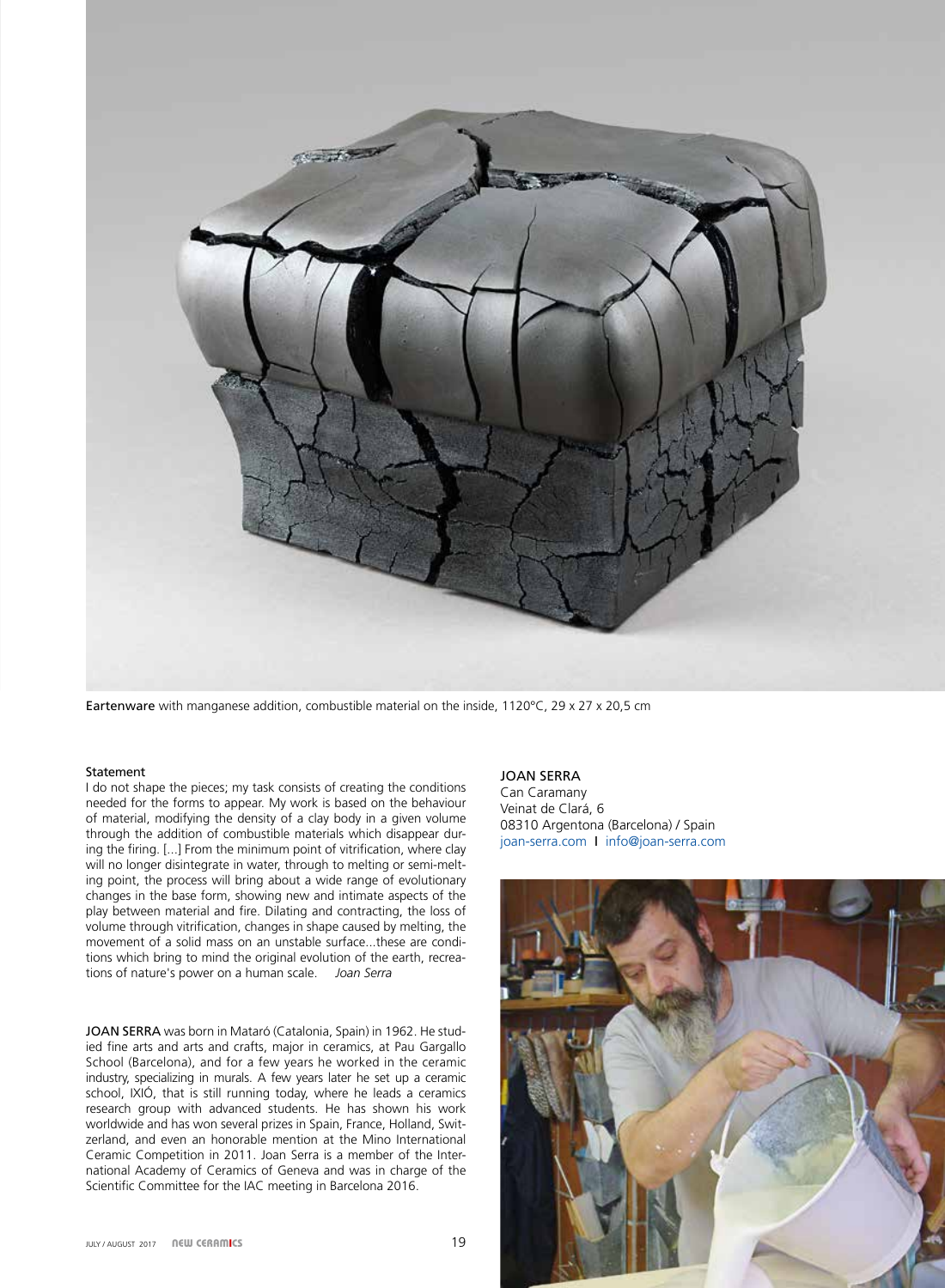**Eartenware** with manganese addition, combustible material on the inside, 1120°C, 29 x 27 x 20,5 cm

### Statement

I do not shape the pieces; my task consists of creating the conditions needed for the forms to appear. My work is based on the behaviour of material, modifying the density of a clay body in a given volume through the addition of combustible materials which disappear during the firing. [...] From the minimum point of vitrification, where clay will no longer disintegrate in water, through to melting or semi-melting point, the process will bring about a wide range of evolutionary changes in the base form, showing new and intimate aspects of the play between material and fire. Dilating and contracting, the loss of volume through vitrification, changes in shape caused by melting, the movement of a solid mass on an unstable surface...these are conditions which bring to mind the original evolution of the earth, recreations of nature's power on a human scale. *Joan Serra*

**JOAN SERRA** was born in Mataró (Catalonia, Spain) in 1962. He studied fine arts and arts and crafts, major in ceramics, at Pau Gargallo School (Barcelona), and for a few years he worked in the ceramic industry, specializing in murals. A few years later he set up a ceramic school, IXIÓ, that is still running today, where he leads a ceramics research group with advanced students. He has shown his work worldwide and has won several prizes in Spain, France, Holland, Switzerland, and even an honorable mention at the Mino International Ceramic Competition in 2011. Joan Serra is a member of the International Academy of Ceramics of Geneva and was in charge of the Scientific Committee for the IAC meeting in Barcelona 2016.

**JOAN SERRA**
Can Caramany
Veinat de Clará, 6
08310 Argentona (Barcelona) / Spain
joan-serra.com I info@joan-serra.com